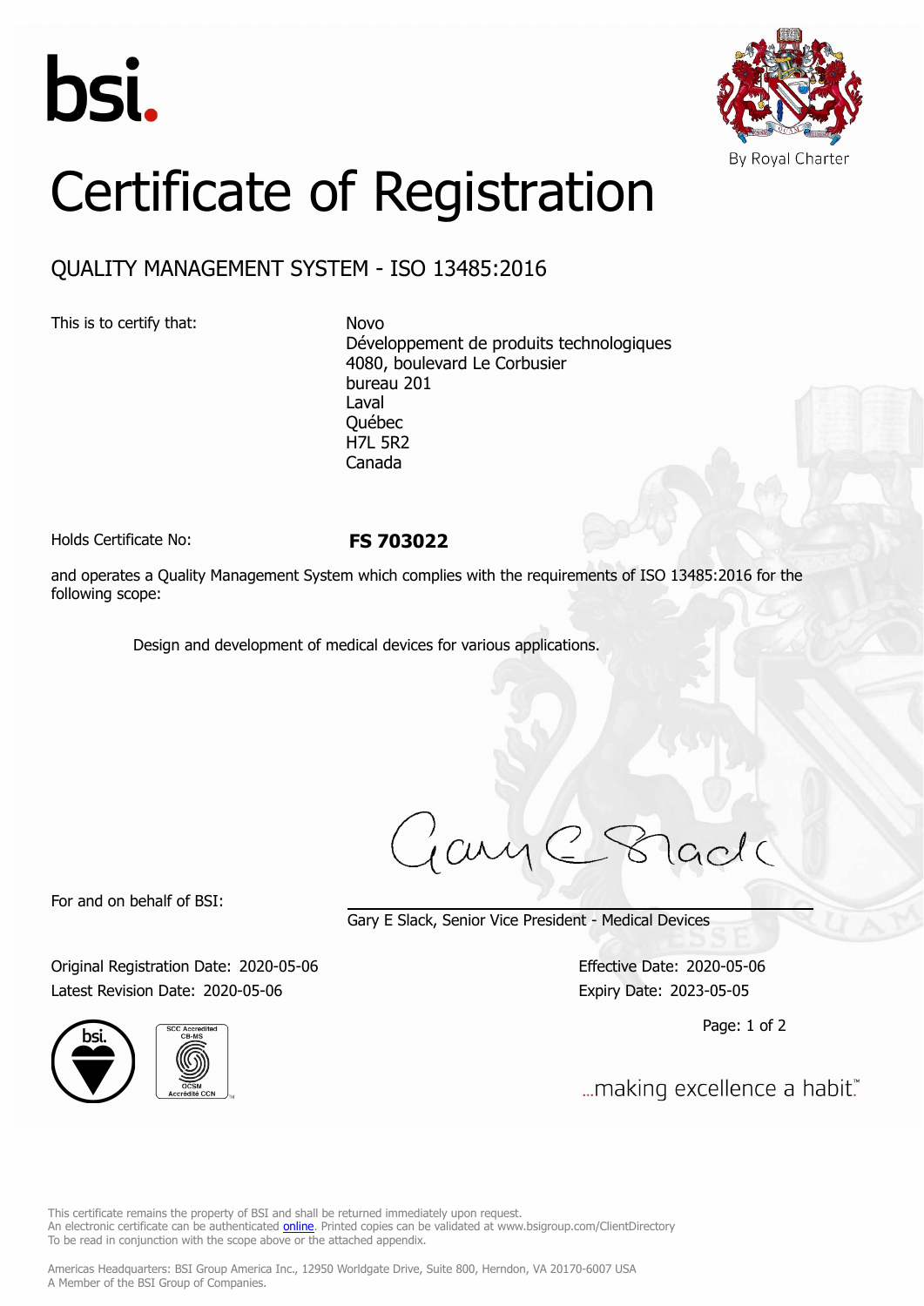bsi.

By Royal Charter

# Certificate of Registration

## QUALITY MANAGEMENT SYSTEM - ISO 13485:2016

This is to certify that:

Novo
Développement de produits technologiques
4080, boulevard Le Corbusier
bureau 201
Laval
Québec
H7L 5R2
Canada

Holds Certificate No: **FS 703022**

and operates a Quality Management System which complies with the requirements of ISO 13485:2016 for the following scope:

Design and development of medical devices for various applications.

For and on behalf of BSI:

Gary E Slack, Senior Vice President - Medical Devices

Original Registration Date: 2020-05-06
Latest Revision Date: 2020-05-06

Effective Date: 2020-05-06
Expiry Date: 2023-05-05

...making excellence a habit.™

This certificate remains the property of BSI and shall be returned immediately upon request.
An electronic certificate can be authenticated online. Printed copies can be validated at www.bsigroup.com/ClientDirectory
To be read in conjunction with the scope above or the attached appendix.

Americas Headquarters: BSI Group America Inc., 12950 Worldgate Drive, Suite 800, Herndon, VA 20170-6007 USA
A Member of the BSI Group of Companies.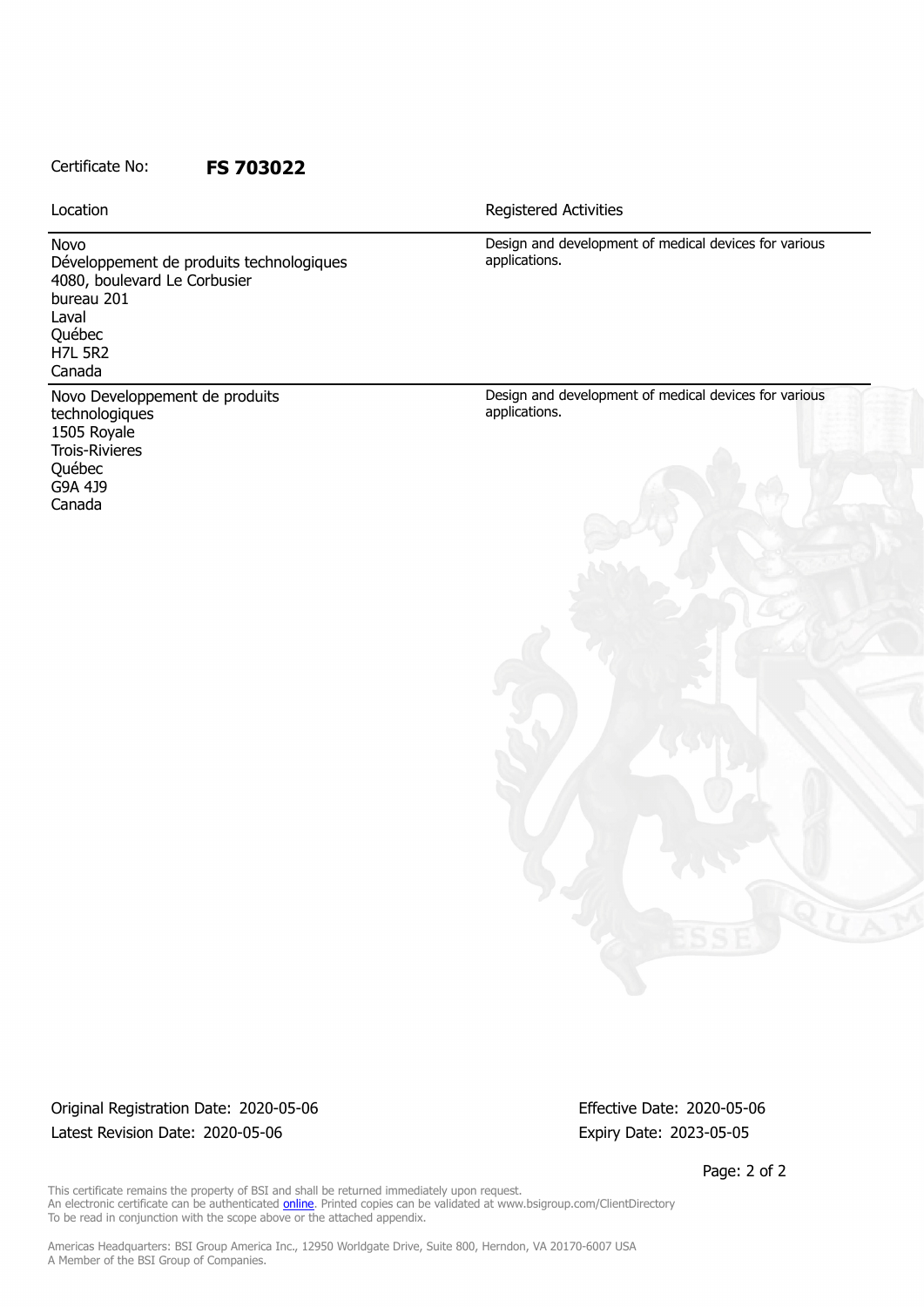Certificate No: **FS 703022**

| Location | Registered Activities |
| --- | --- |
| Novo<br>Développement de produits technologiques<br>4080, boulevard Le Corbusier<br>bureau 201<br>Laval<br>Québec<br>H7L 5R2<br>Canada | Design and development of medical devices for various applications. |
| Novo Developpement de produits technologiques<br>1505 Royale<br>Trois-Rivieres<br>Québec<br>G9A 4J9<br>Canada | Design and development of medical devices for various applications. |

Original Registration Date: 2020-05-06
Latest Revision Date: 2020-05-06

Effective Date: 2020-05-06
Expiry Date: 2023-05-05

This certificate remains the property of BSI and shall be returned immediately upon request.
An electronic certificate can be authenticated online. Printed copies can be validated at www.bsigroup.com/ClientDirectory
To be read in conjunction with the scope above or the attached appendix.

Americas Headquarters: BSI Group America Inc., 12950 Worldgate Drive, Suite 800, Herndon, VA 20170-6007 USA
A Member of the BSI Group of Companies.